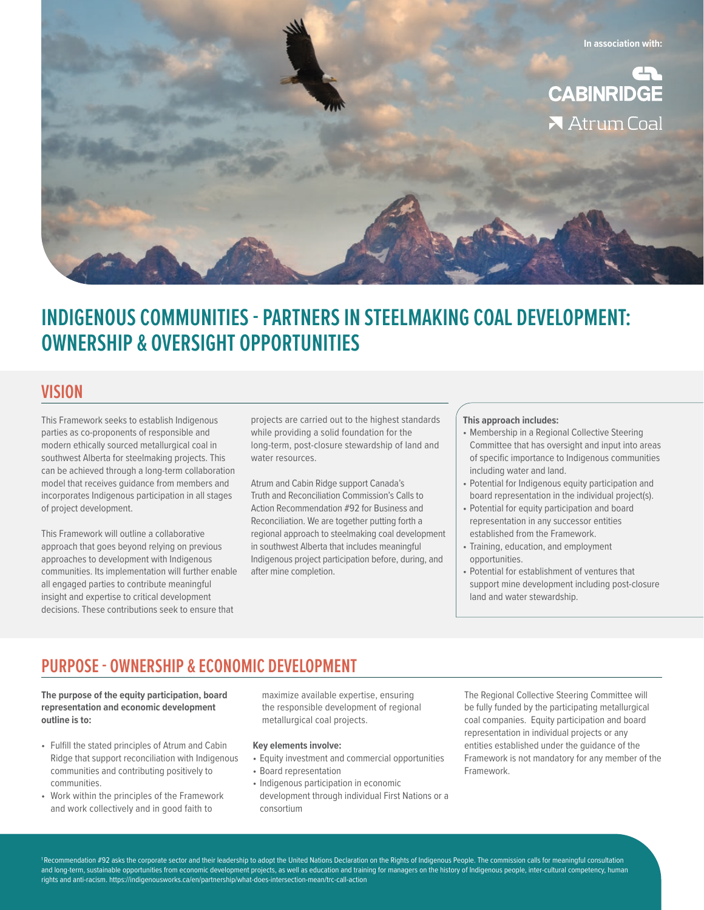In association with:

CABINRIDGE

Atrum Coal

# INDIGENOUS COMMUNITIES - PARTNERS IN STEELMAKING COAL DEVELOPMENT: OWNERSHIP & OVERSIGHT OPPORTUNITIES

## VISION

This Framework seeks to establish Indigenous parties as co-proponents of responsible and modern ethically sourced metallurgical coal in southwest Alberta for steelmaking projects. This can be achieved through a long-term collaboration model that receives guidance from members and incorporates Indigenous participation in all stages of project development.

This Framework will outline a collaborative approach that goes beyond relying on previous approaches to development with Indigenous communities. Its implementation will further enable all engaged parties to contribute meaningful insight and expertise to critical development decisions. These contributions seek to ensure that projects are carried out to the highest standards while providing a solid foundation for the long-term, post-closure stewardship of land and water resources.

Atrum and Cabin Ridge support Canada's Truth and Reconciliation Commission's Calls to Action Recommendation #92 for Business and Reconciliation. We are together putting forth a regional approach to steelmaking coal development in southwest Alberta that includes meaningful Indigenous project participation before, during, and after mine completion.

**This approach includes:**

- Membership in a Regional Collective Steering Committee that has oversight and input into areas of specific importance to Indigenous communities including water and land.
- Potential for Indigenous equity participation and board representation in the individual project(s).
- Potential for equity participation and board representation in any successor entities established from the Framework.
- Training, education, and employment opportunities.
- Potential for establishment of ventures that support mine development including post-closure land and water stewardship.

## PURPOSE - OWNERSHIP & ECONOMIC DEVELOPMENT

**The purpose of the equity participation, board representation and economic development outline is to:**

- Fulfill the stated principles of Atrum and Cabin Ridge that support reconciliation with Indigenous communities and contributing positively to communities.
- Work within the principles of the Framework and work collectively and in good faith to maximize available expertise, ensuring the responsible development of regional metallurgical coal projects.

**Key elements involve:**

- Equity investment and commercial opportunities
- Board representation
- Indigenous participation in economic development through individual First Nations or a consortium

The Regional Collective Steering Committee will be fully funded by the participating metallurgical coal companies. Equity participation and board representation in individual projects or any entities established under the guidance of the Framework is not mandatory for any member of the Framework.

[1] Recommendation #92 asks the corporate sector and their leadership to adopt the United Nations Declaration on the Rights of Indigenous People. The commission calls for meaningful consultation and long-term, sustainable opportunities from economic development projects, as well as education and training for managers on the history of Indigenous people, inter-cultural competency, human rights and anti-racism. https://indigenousworks.ca/en/partnership/what-does-intersection-mean/trc-call-action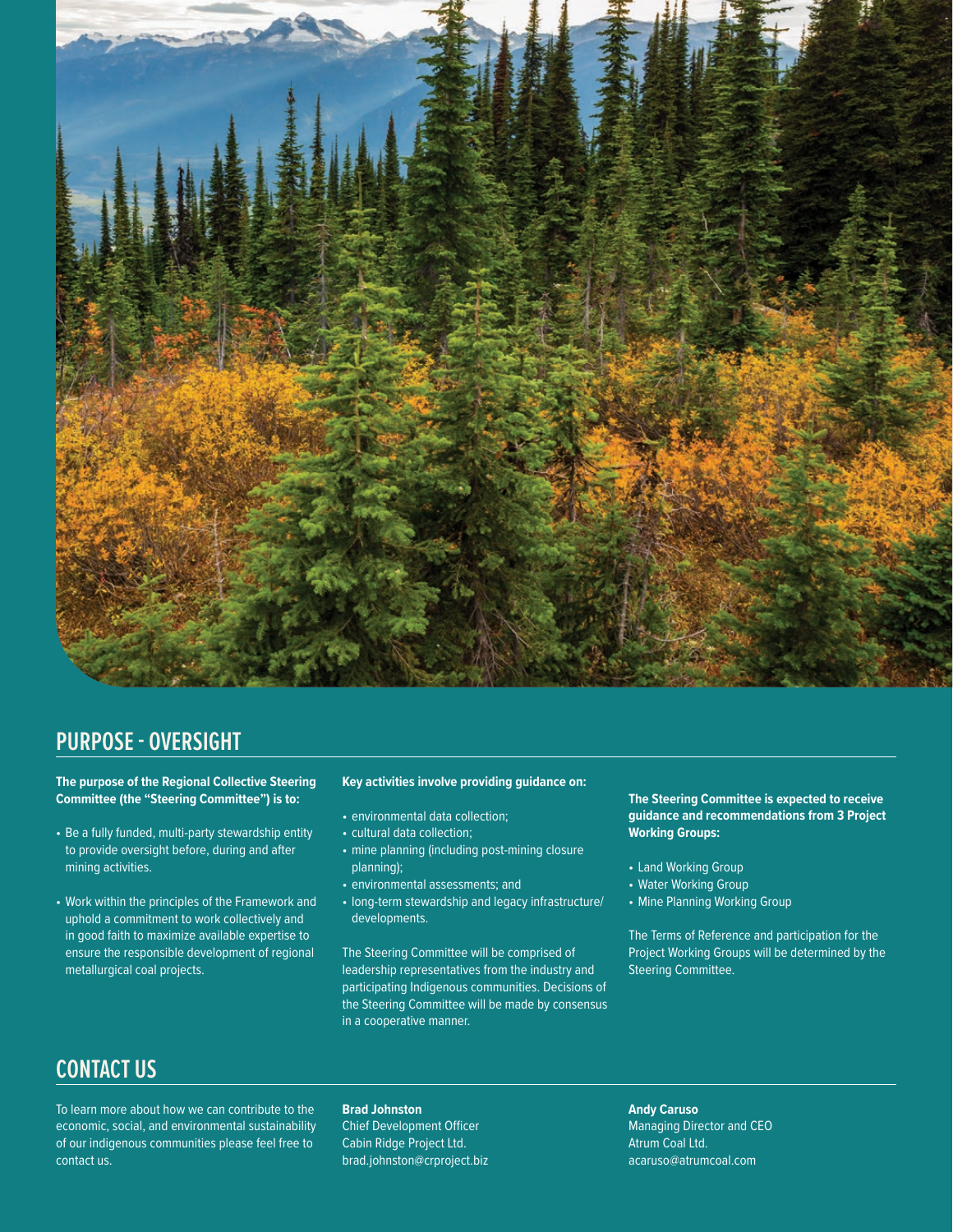## PURPOSE - OVERSIGHT

**The purpose of the Regional Collective Steering Committee (the "Steering Committee") is to:**

- Be a fully funded, multi-party stewardship entity to provide oversight before, during and after mining activities.
- Work within the principles of the Framework and uphold a commitment to work collectively and in good faith to maximize available expertise to ensure the responsible development of regional metallurgical coal projects.

**Key activities involve providing guidance on:**

- environmental data collection;
- cultural data collection;
- mine planning (including post-mining closure planning);
- environmental assessments; and
- long-term stewardship and legacy infrastructure/ developments.

The Steering Committee will be comprised of leadership representatives from the industry and participating Indigenous communities. Decisions of the Steering Committee will be made by consensus in a cooperative manner.

**The Steering Committee is expected to receive guidance and recommendations from 3 Project Working Groups:**

- Land Working Group
- Water Working Group
- Mine Planning Working Group

The Terms of Reference and participation for the Project Working Groups will be determined by the Steering Committee.

## CONTACT US

To learn more about how we can contribute to the economic, social, and environmental sustainability of our indigenous communities please feel free to contact us.

**Brad Johnston**
Chief Development Officer
Cabin Ridge Project Ltd.
brad.johnston@crproject.biz

**Andy Caruso**
Managing Director and CEO
Atrum Coal Ltd.
acaruso@atrumcoal.com